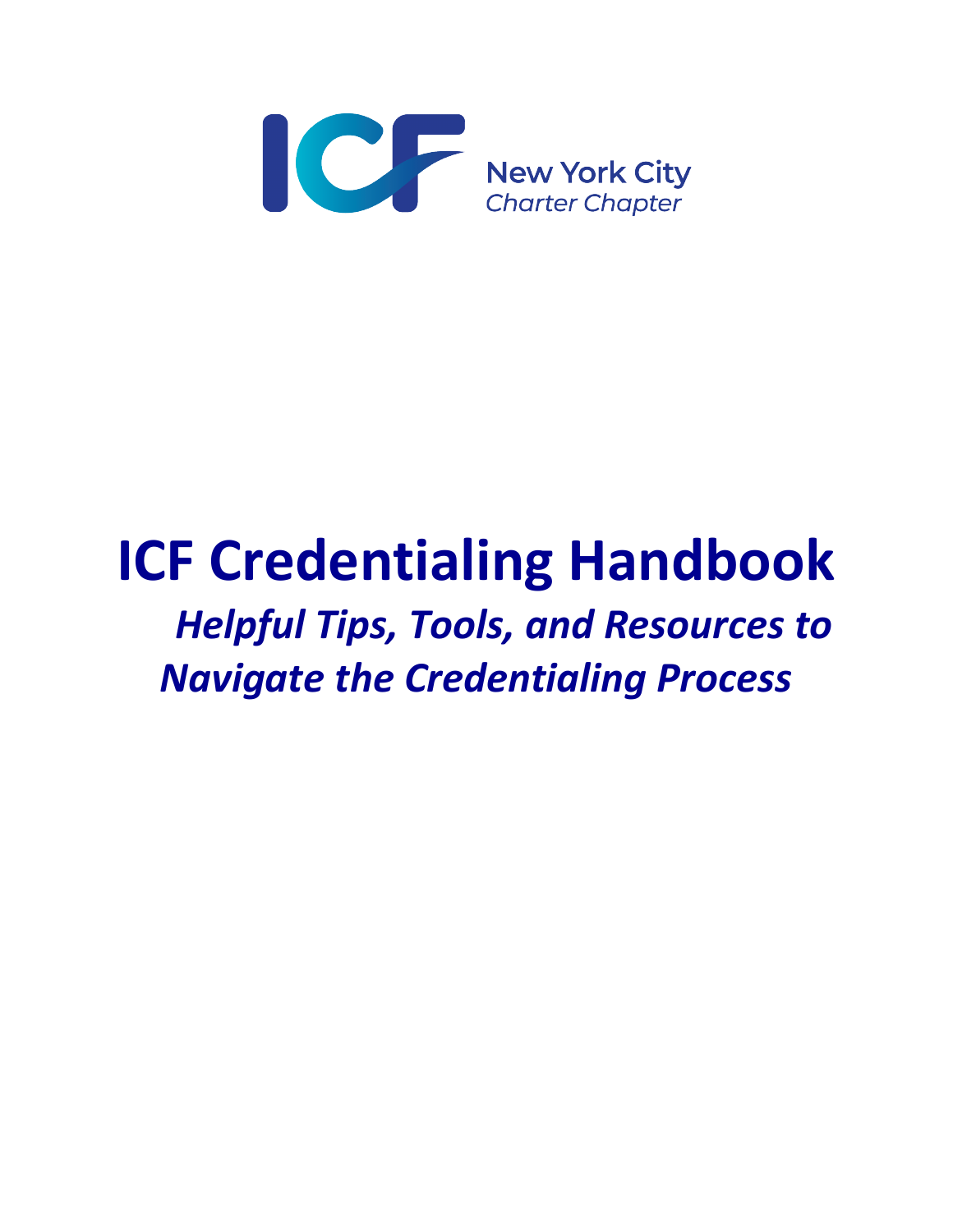ICF New York City Charter Chapter

# ICF Credentialing Handbook

## *Helpful Tips, Tools, and Resources to Navigate the Credentialing Process*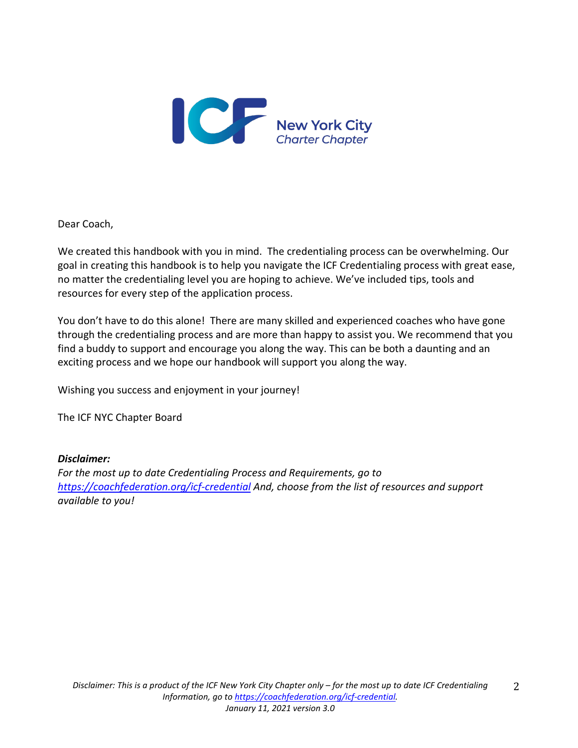Dear Coach,

We created this handbook with you in mind. The credentialing process can be overwhelming. Our goal in creating this handbook is to help you navigate the ICF Credentialing process with great ease, no matter the credentialing level you are hoping to achieve. We've included tips, tools and resources for every step of the application process.

You don't have to do this alone! There are many skilled and experienced coaches who have gone through the credentialing process and are more than happy to assist you. We recommend that you find a buddy to support and encourage you along the way. This can be both a daunting and an exciting process and we hope our handbook will support you along the way.

Wishing you success and enjoyment in your journey!

The ICF NYC Chapter Board

***Disclaimer:***
*For the most up to date Credentialing Process and Requirements, go to [https://coachfederation.org/icf-credential](https://coachfederation.org/icf-credential) And, choose from the list of resources and support available to you!*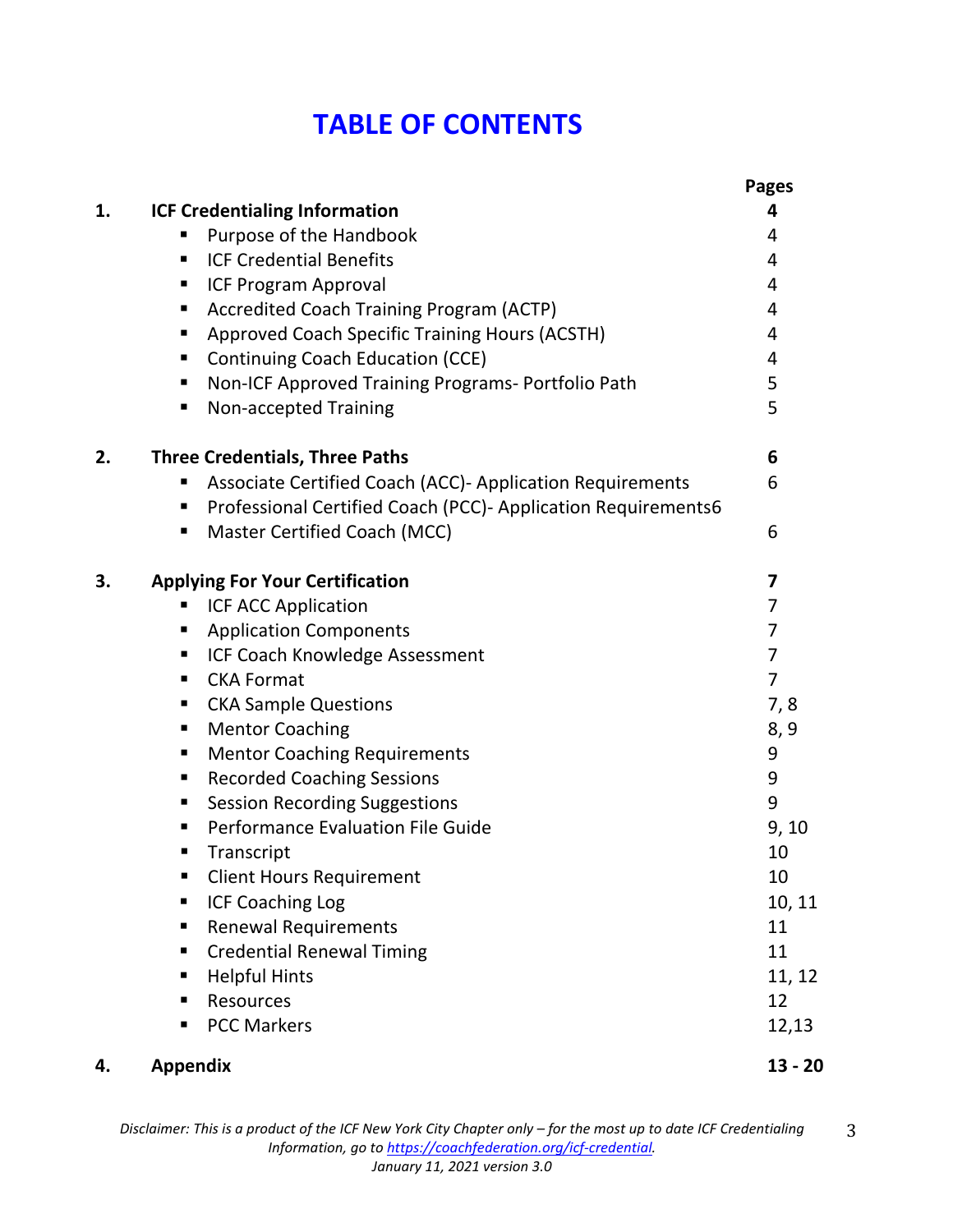# TABLE OF CONTENTS

| | | Pages |
|---|---|---|
| **1.** | **ICF Credentialing Information** | **4** |
| | ▪ Purpose of the Handbook | 4 |
| | ▪ ICF Credential Benefits | 4 |
| | ▪ ICF Program Approval | 4 |
| | ▪ Accredited Coach Training Program (ACTP) | 4 |
| | ▪ Approved Coach Specific Training Hours (ACSTH) | 4 |
| | ▪ Continuing Coach Education (CCE) | 4 |
| | ▪ Non-ICF Approved Training Programs- Portfolio Path | 5 |
| | ▪ Non-accepted Training | 5 |
| **2.** | **Three Credentials, Three Paths** | **6** |
| | ▪ Associate Certified Coach (ACC)- Application Requirements | 6 |
| | ▪ Professional Certified Coach (PCC)- Application Requirements | 6 |
| | ▪ Master Certified Coach (MCC) | 6 |
| **3.** | **Applying For Your Certification** | **7** |
| | ▪ ICF ACC Application | 7 |
| | ▪ Application Components | 7 |
| | ▪ ICF Coach Knowledge Assessment | 7 |
| | ▪ CKA Format | 7 |
| | ▪ CKA Sample Questions | 7, 8 |
| | ▪ Mentor Coaching | 8, 9 |
| | ▪ Mentor Coaching Requirements | 9 |
| | ▪ Recorded Coaching Sessions | 9 |
| | ▪ Session Recording Suggestions | 9 |
| | ▪ Performance Evaluation File Guide | 9, 10 |
| | ▪ Transcript | 10 |
| | ▪ Client Hours Requirement | 10 |
| | ▪ ICF Coaching Log | 10, 11 |
| | ▪ Renewal Requirements | 11 |
| | ▪ Credential Renewal Timing | 11 |
| | ▪ Helpful Hints | 11, 12 |
| | ▪ Resources | 12 |
| | ▪ PCC Markers | 12,13 |
| **4.** | **Appendix** | **13 - 20** |

*Disclaimer: This is a product of the ICF New York City Chapter only – for the most up to date ICF Credentialing Information, go to [https://coachfederation.org/icf-credential](https://coachfederation.org/icf-credential).*
*January 11, 2021 version 3.0*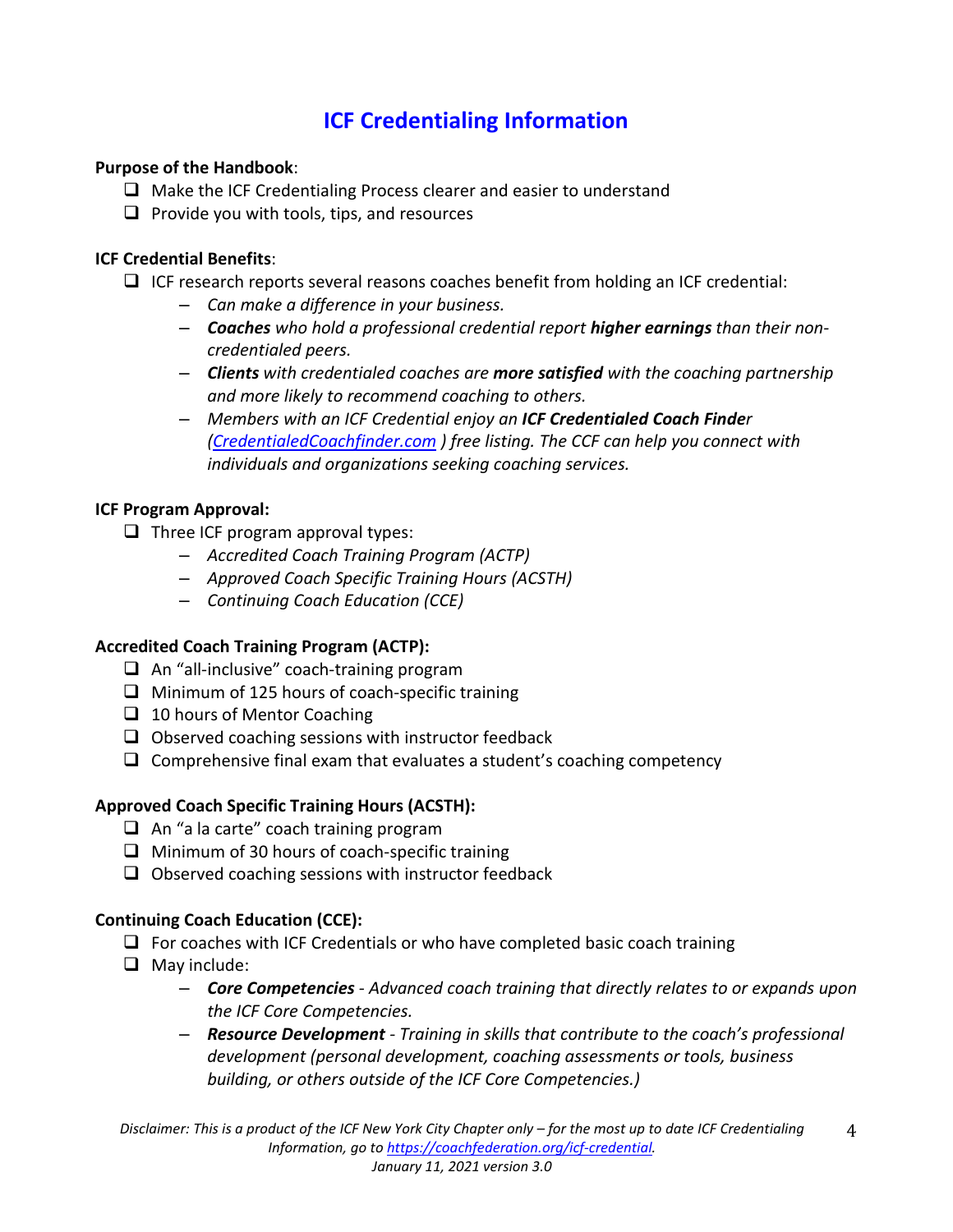# ICF Credentialing Information

**Purpose of the Handbook**:

- Make the ICF Credentialing Process clearer and easier to understand
- Provide you with tools, tips, and resources

**ICF Credential Benefits**:

- ICF research reports several reasons coaches benefit from holding an ICF credential:
  - *Can make a difference in your business.*
  - ***Coaches** who hold a professional credential report **higher earnings** than their non-credentialed peers.*
  - ***Clients** with credentialed coaches are **more satisfied** with the coaching partnership and more likely to recommend coaching to others.*
  - *Members with an ICF Credential enjoy an **ICF Credentialed Coach Finder** ([CredentialedCoachfinder.com](CredentialedCoachfinder.com) ) free listing. The CCF can help you connect with individuals and organizations seeking coaching services.*

**ICF Program Approval:**

- Three ICF program approval types:
  - *Accredited Coach Training Program (ACTP)*
  - *Approved Coach Specific Training Hours (ACSTH)*
  - *Continuing Coach Education (CCE)*

**Accredited Coach Training Program (ACTP):**

- An "all-inclusive" coach-training program
- Minimum of 125 hours of coach-specific training
- 10 hours of Mentor Coaching
- Observed coaching sessions with instructor feedback
- Comprehensive final exam that evaluates a student's coaching competency

**Approved Coach Specific Training Hours (ACSTH):**

- An "a la carte" coach training program
- Minimum of 30 hours of coach-specific training
- Observed coaching sessions with instructor feedback

**Continuing Coach Education (CCE):**

- For coaches with ICF Credentials or who have completed basic coach training
- May include:
  - ***Core Competencies** - Advanced coach training that directly relates to or expands upon the ICF Core Competencies.*
  - ***Resource Development** - Training in skills that contribute to the coach's professional development (personal development, coaching assessments or tools, business building, or others outside of the ICF Core Competencies.)*

*Disclaimer: This is a product of the ICF New York City Chapter only – for the most up to date ICF Credentialing Information, go to [https://coachfederation.org/icf-credential](https://coachfederation.org/icf-credential).*
*January 11, 2021 version 3.0*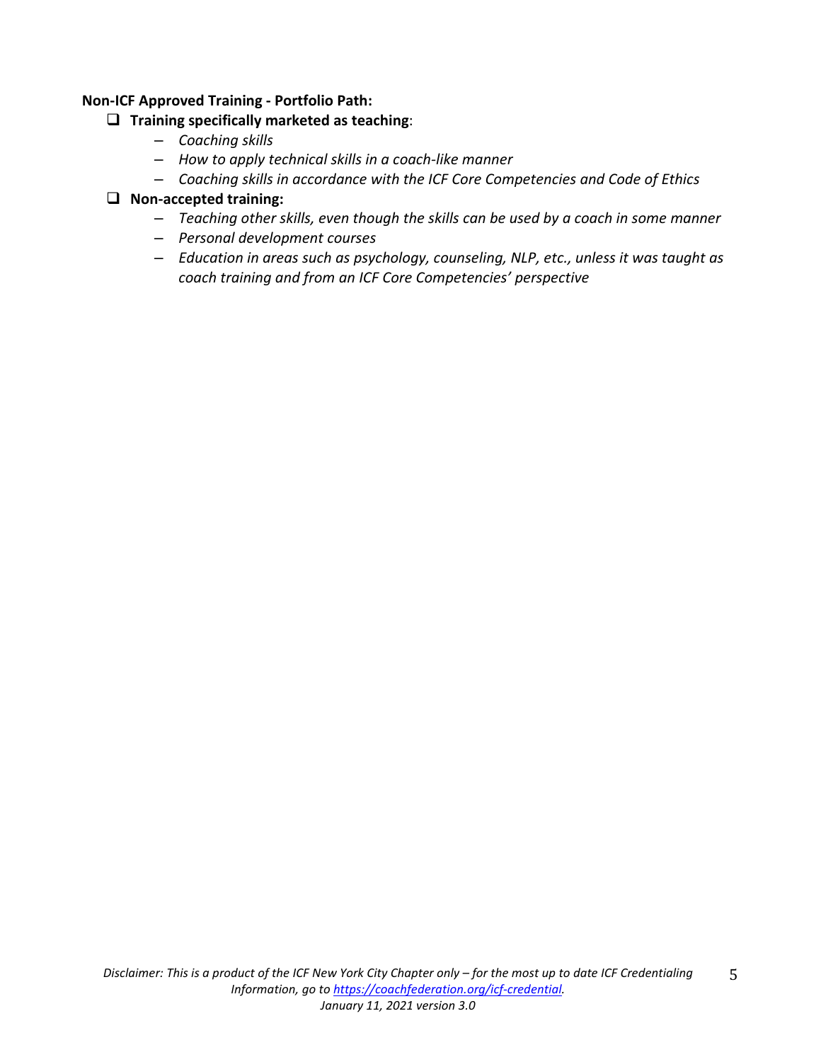**Non-ICF Approved Training - Portfolio Path:**

- ❑ **Training specifically marketed as teaching**:
  - *Coaching skills*
  - *How to apply technical skills in a coach-like manner*
  - *Coaching skills in accordance with the ICF Core Competencies and Code of Ethics*
- ❑ **Non-accepted training:**
  - *Teaching other skills, even though the skills can be used by a coach in some manner*
  - *Personal development courses*
  - *Education in areas such as psychology, counseling, NLP, etc., unless it was taught as coach training and from an ICF Core Competencies' perspective*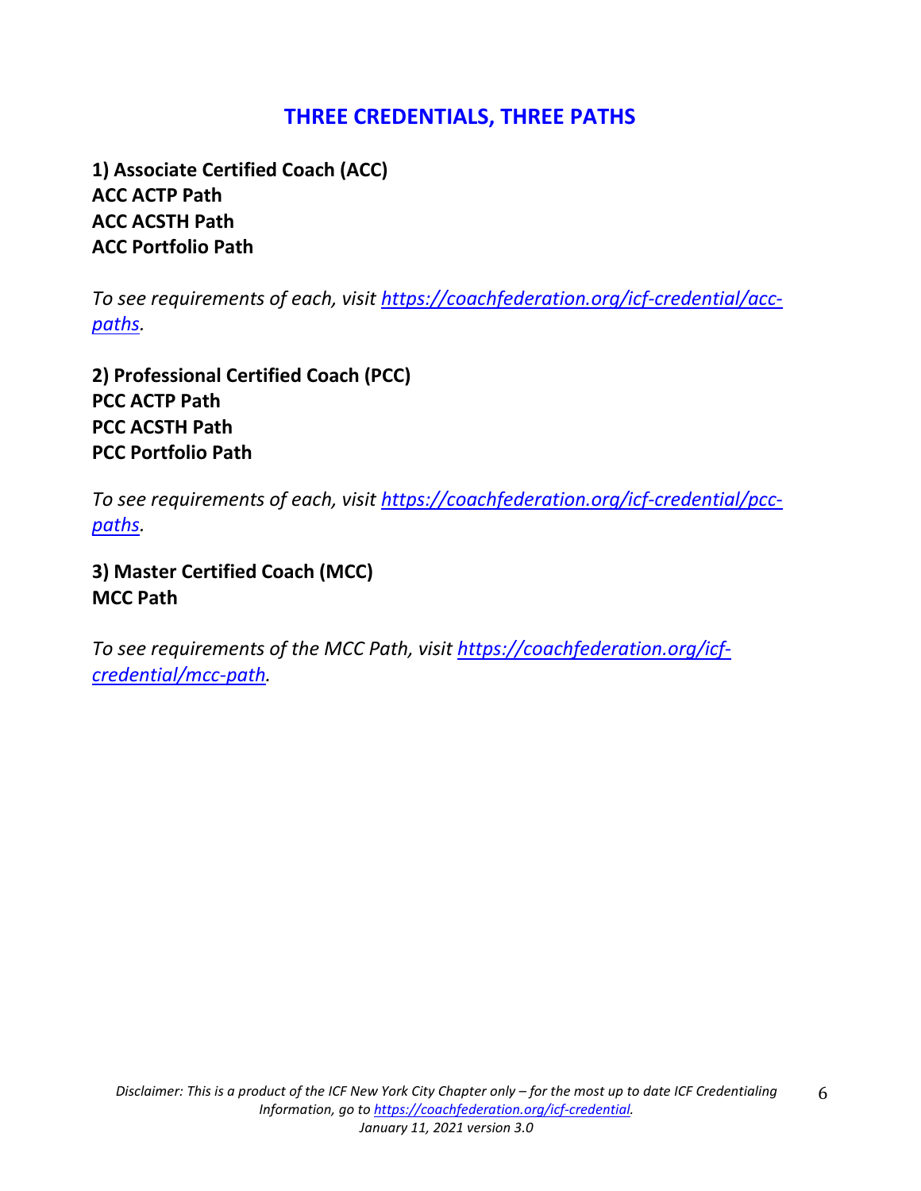## THREE CREDENTIALS, THREE PATHS

**1) Associate Certified Coach (ACC)**
**ACC ACTP Path**
**ACC ACSTH Path**
**ACC Portfolio Path**

*To see requirements of each, visit [https://coachfederation.org/icf-credential/acc-paths](https://coachfederation.org/icf-credential/acc-paths).*

**2) Professional Certified Coach (PCC)**
**PCC ACTP Path**
**PCC ACSTH Path**
**PCC Portfolio Path**

*To see requirements of each, visit [https://coachfederation.org/icf-credential/pcc-paths](https://coachfederation.org/icf-credential/pcc-paths).*

**3) Master Certified Coach (MCC)**
**MCC Path**

*To see requirements of the MCC Path, visit [https://coachfederation.org/icf-credential/mcc-path](https://coachfederation.org/icf-credential/mcc-path).*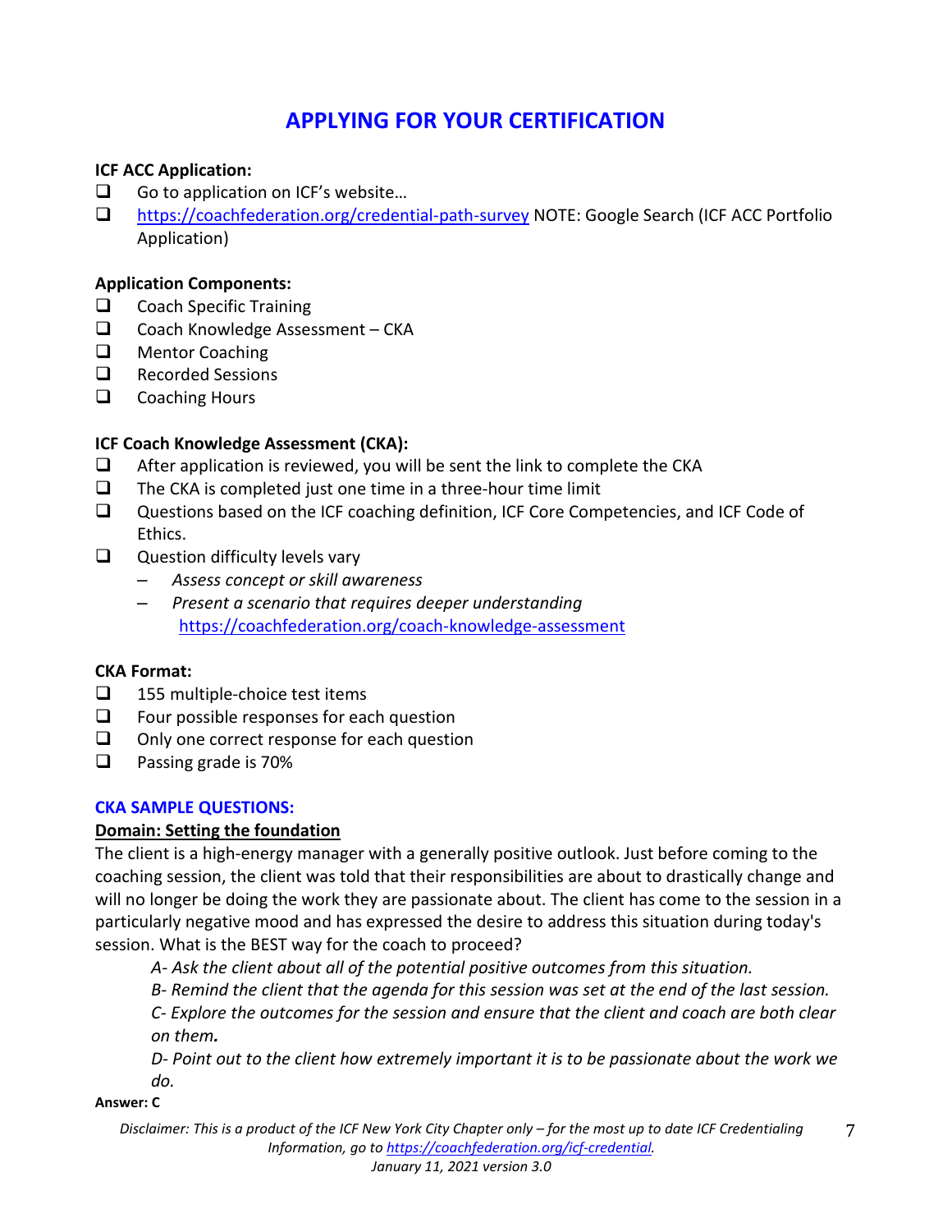# APPLYING FOR YOUR CERTIFICATION

**ICF ACC Application:**

- ❑ Go to application on ICF's website…
- ❑ https://coachfederation.org/credential-path-survey NOTE: Google Search (ICF ACC Portfolio Application)

**Application Components:**

- ❑ Coach Specific Training
- ❑ Coach Knowledge Assessment – CKA
- ❑ Mentor Coaching
- ❑ Recorded Sessions
- ❑ Coaching Hours

**ICF Coach Knowledge Assessment (CKA):**

- ❑ After application is reviewed, you will be sent the link to complete the CKA
- ❑ The CKA is completed just one time in a three-hour time limit
- ❑ Questions based on the ICF coaching definition, ICF Core Competencies, and ICF Code of Ethics.
- ❑ Question difficulty levels vary
  - *Assess concept or skill awareness*
  - *Present a scenario that requires deeper understanding*
    https://coachfederation.org/coach-knowledge-assessment

**CKA Format:**

- ❑ 155 multiple-choice test items
- ❑ Four possible responses for each question
- ❑ Only one correct response for each question
- ❑ Passing grade is 70%

**CKA SAMPLE QUESTIONS:**

**Domain: Setting the foundation**

The client is a high-energy manager with a generally positive outlook. Just before coming to the coaching session, the client was told that their responsibilities are about to drastically change and will no longer be doing the work they are passionate about. The client has come to the session in a particularly negative mood and has expressed the desire to address this situation during today's session. What is the BEST way for the coach to proceed?

> *A- Ask the client about all of the potential positive outcomes from this situation.*
>
> *B- Remind the client that the agenda for this session was set at the end of the last session.*
>
> *C- Explore the outcomes for the session and ensure that the client and coach are both clear on them.*
>
> *D- Point out to the client how extremely important it is to be passionate about the work we do.*

**Answer: C**

*Disclaimer: This is a product of the ICF New York City Chapter only – for the most up to date ICF Credentialing Information, go to https://coachfederation.org/icf-credential.*
*January 11, 2021 version 3.0*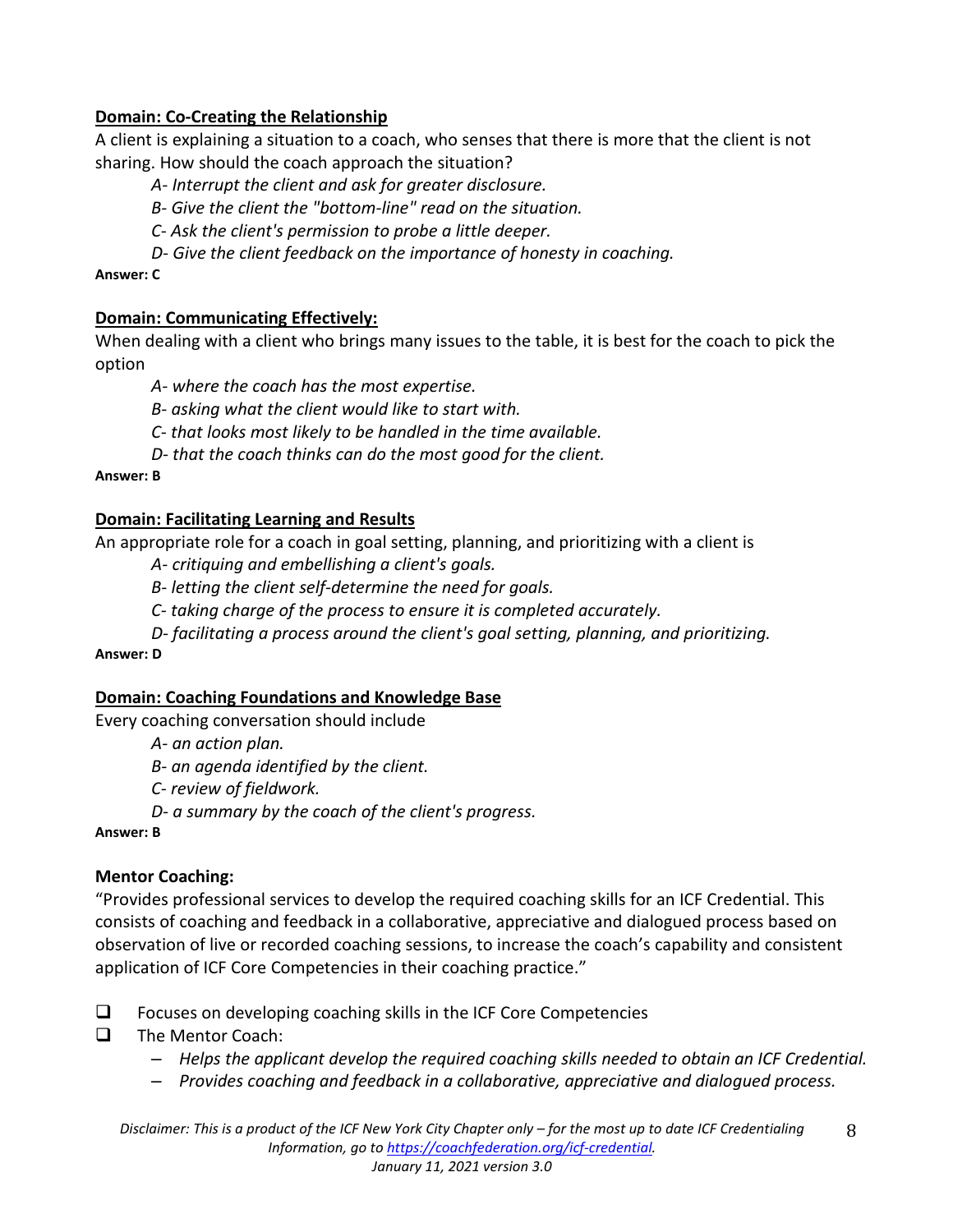**<u>Domain: Co-Creating the Relationship</u>**

A client is explaining a situation to a coach, who senses that there is more that the client is not sharing. How should the coach approach the situation?

*A- Interrupt the client and ask for greater disclosure.*

*B- Give the client the "bottom-line" read on the situation.*

*C- Ask the client's permission to probe a little deeper.*

*D- Give the client feedback on the importance of honesty in coaching.*

**Answer: C**

**<u>Domain: Communicating Effectively:</u>**

When dealing with a client who brings many issues to the table, it is best for the coach to pick the option

*A- where the coach has the most expertise.*

*B- asking what the client would like to start with.*

*C- that looks most likely to be handled in the time available.*

*D- that the coach thinks can do the most good for the client.*

**Answer: B**

**<u>Domain: Facilitating Learning and Results</u>**

An appropriate role for a coach in goal setting, planning, and prioritizing with a client is

*A- critiquing and embellishing a client's goals.*

*B- letting the client self-determine the need for goals.*

*C- taking charge of the process to ensure it is completed accurately.*

*D- facilitating a process around the client's goal setting, planning, and prioritizing.*

**Answer: D**

**<u>Domain: Coaching Foundations and Knowledge Base</u>**

Every coaching conversation should include

*A- an action plan.*

*B- an agenda identified by the client.*

*C- review of fieldwork.*

*D- a summary by the coach of the client's progress.*

**Answer: B**

**Mentor Coaching:**

"Provides professional services to develop the required coaching skills for an ICF Credential. This consists of coaching and feedback in a collaborative, appreciative and dialogued process based on observation of live or recorded coaching sessions, to increase the coach's capability and consistent application of ICF Core Competencies in their coaching practice."

- ❑ Focuses on developing coaching skills in the ICF Core Competencies
- ❑ The Mentor Coach:
  - *Helps the applicant develop the required coaching skills needed to obtain an ICF Credential.*
  - *Provides coaching and feedback in a collaborative, appreciative and dialogued process.*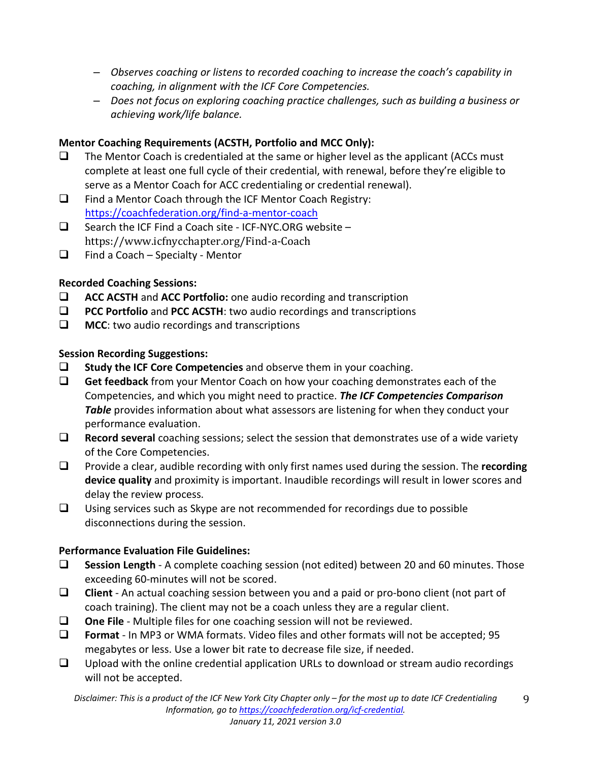- *Observes coaching or listens to recorded coaching to increase the coach's capability in coaching, in alignment with the ICF Core Competencies.*
- *Does not focus on exploring coaching practice challenges, such as building a business or achieving work/life balance.*

**Mentor Coaching Requirements (ACSTH, Portfolio and MCC Only):**

- ☐ The Mentor Coach is credentialed at the same or higher level as the applicant (ACCs must complete at least one full cycle of their credential, with renewal, before they're eligible to serve as a Mentor Coach for ACC credentialing or credential renewal).
- ☐ Find a Mentor Coach through the ICF Mentor Coach Registry: https://coachfederation.org/find-a-mentor-coach
- ☐ Search the ICF Find a Coach site - ICF-NYC.ORG website – https://www.icfnycchapter.org/Find-a-Coach
- ☐ Find a Coach – Specialty - Mentor

**Recorded Coaching Sessions:**

- ☐ **ACC ACSTH** and **ACC Portfolio:** one audio recording and transcription
- ☐ **PCC Portfolio** and **PCC ACSTH**: two audio recordings and transcriptions
- ☐ **MCC**: two audio recordings and transcriptions

**Session Recording Suggestions:**

- ☐ **Study the ICF Core Competencies** and observe them in your coaching.
- ☐ **Get feedback** from your Mentor Coach on how your coaching demonstrates each of the Competencies, and which you might need to practice. ***The ICF Competencies Comparison Table*** provides information about what assessors are listening for when they conduct your performance evaluation.
- ☐ **Record several** coaching sessions; select the session that demonstrates use of a wide variety of the Core Competencies.
- ☐ Provide a clear, audible recording with only first names used during the session. The **recording device quality** and proximity is important. Inaudible recordings will result in lower scores and delay the review process.
- ☐ Using services such as Skype are not recommended for recordings due to possible disconnections during the session.

**Performance Evaluation File Guidelines:**

- ☐ **Session Length** - A complete coaching session (not edited) between 20 and 60 minutes. Those exceeding 60-minutes will not be scored.
- ☐ **Client** - An actual coaching session between you and a paid or pro-bono client (not part of coach training). The client may not be a coach unless they are a regular client.
- ☐ **One File** - Multiple files for one coaching session will not be reviewed.
- ☐ **Format** - In MP3 or WMA formats. Video files and other formats will not be accepted; 95 megabytes or less. Use a lower bit rate to decrease file size, if needed.
- ☐ Upload with the online credential application URLs to download or stream audio recordings will not be accepted.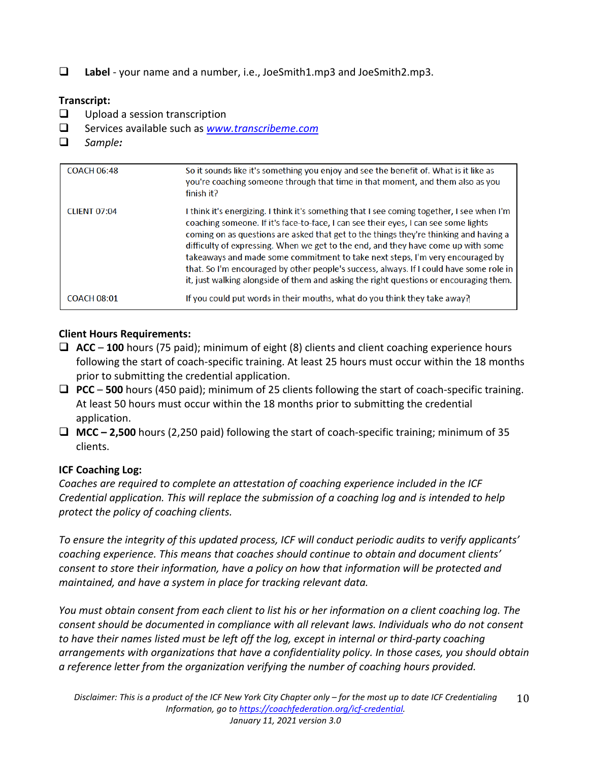- ☐ **Label** - your name and a number, i.e., JoeSmith1.mp3 and JoeSmith2.mp3.

**Transcript:**

- ☐ Upload a session transcription
- ☐ Services available such as [www.transcribeme.com](http://www.transcribeme.com)
- ☐ *Sample:*

| | |
|---|---|
| COACH 06:48 | So it sounds like it's something you enjoy and see the benefit of. What is it like as you're coaching someone through that time in that moment, and them also as you finish it? |
| CLIENT 07:04 | I think it's energizing. I think it's something that I see coming together, I see when I'm coaching someone. If it's face-to-face, I can see their eyes, I can see some lights coming on as questions are asked that get to the things they're thinking and having a difficulty of expressing. When we get to the end, and they have come up with some takeaways and made some commitment to take next steps, I'm very encouraged by that. So I'm encouraged by other people's success, always. If I could have some role in it, just walking alongside of them and asking the right questions or encouraging them. |
| COACH 08:01 | If you could put words in their mouths, what do you think they take away? |

**Client Hours Requirements:**

- ☐ **ACC** – **100** hours (75 paid); minimum of eight (8) clients and client coaching experience hours following the start of coach-specific training. At least 25 hours must occur within the 18 months prior to submitting the credential application.
- ☐ **PCC** – **500** hours (450 paid); minimum of 25 clients following the start of coach-specific training. At least 50 hours must occur within the 18 months prior to submitting the credential application.
- ☐ **MCC – 2,500** hours (2,250 paid) following the start of coach-specific training; minimum of 35 clients.

**ICF Coaching Log:**

*Coaches are required to complete an attestation of coaching experience included in the ICF Credential application. This will replace the submission of a coaching log and is intended to help protect the policy of coaching clients.*

*To ensure the integrity of this updated process, ICF will conduct periodic audits to verify applicants' coaching experience. This means that coaches should continue to obtain and document clients' consent to store their information, have a policy on how that information will be protected and maintained, and have a system in place for tracking relevant data.*

*You must obtain consent from each client to list his or her information on a client coaching log. The consent should be documented in compliance with all relevant laws. Individuals who do not consent to have their names listed must be left off the log, except in internal or third-party coaching arrangements with organizations that have a confidentiality policy. In those cases, you should obtain a reference letter from the organization verifying the number of coaching hours provided.*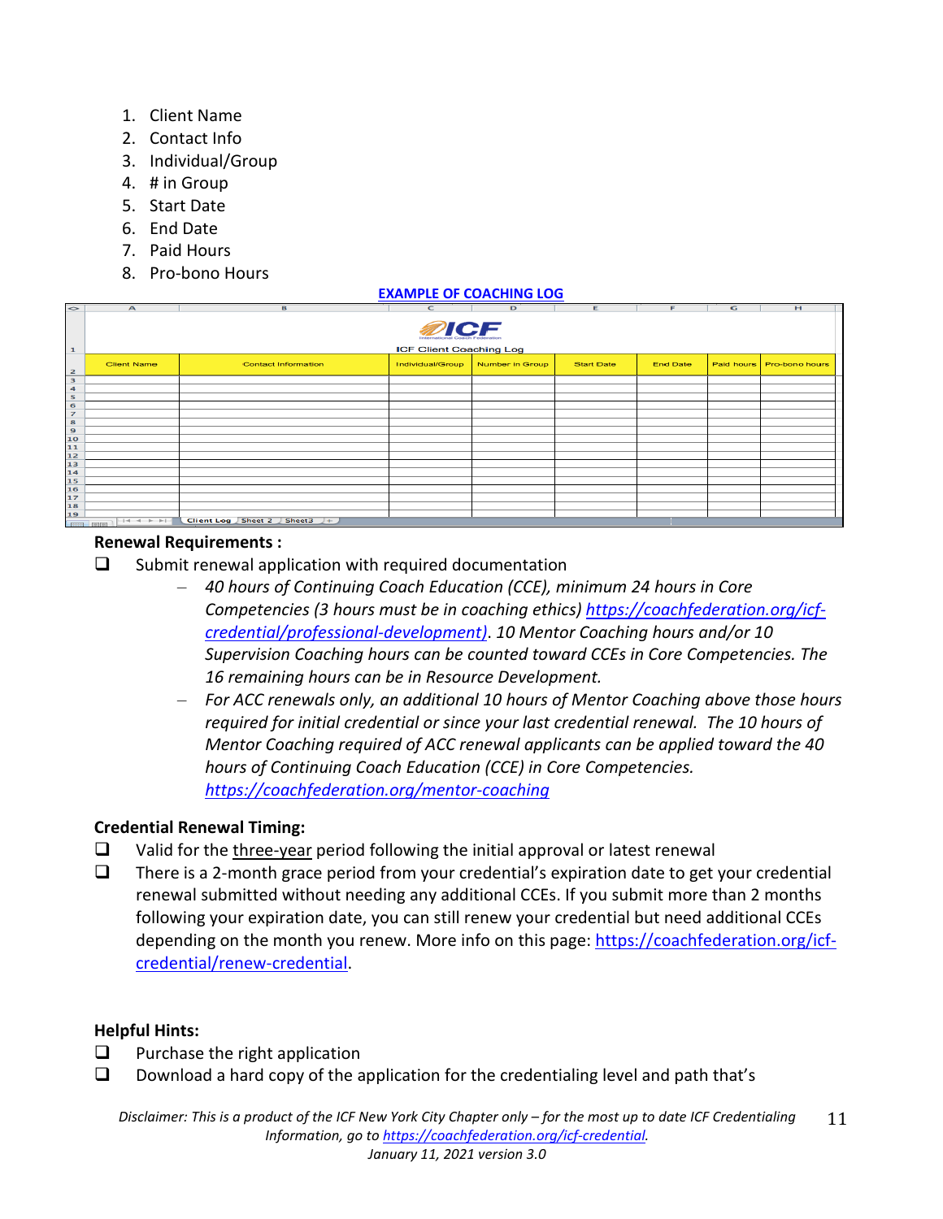1. Client Name
2. Contact Info
3. Individual/Group
4. # in Group
5. Start Date
6. End Date
7. Paid Hours
8. Pro-bono Hours

**EXAMPLE OF COACHING LOG**

ICF Client Coaching Log

| Client Name | Contact Information | Individual/Group | Number in Group | Start Date | End Date | Paid hours | Pro-bono hours |
|---|---|---|---|---|---|---|---|
| | | | | | | | |
| | | | | | | | |
| | | | | | | | |
| | | | | | | | |
| | | | | | | | |
| | | | | | | | |
| | | | | | | | |
| | | | | | | | |
| | | | | | | | |
| | | | | | | | |
| | | | | | | | |
| | | | | | | | |
| | | | | | | | |
| | | | | | | | |
| | | | | | | | |
| | | | | | | | |
| | | | | | | | |

**Renewal Requirements :**

- ☐ Submit renewal application with required documentation
  - *40 hours of Continuing Coach Education (CCE), minimum 24 hours in Core Competencies (3 hours must be in coaching ethics) https://coachfederation.org/icf-credential/professional-development). 10 Mentor Coaching hours and/or 10 Supervision Coaching hours can be counted toward CCEs in Core Competencies. The 16 remaining hours can be in Resource Development.*
  - *For ACC renewals only, an additional 10 hours of Mentor Coaching above those hours required for initial credential or since your last credential renewal. The 10 hours of Mentor Coaching required of ACC renewal applicants can be applied toward the 40 hours of Continuing Coach Education (CCE) in Core Competencies. https://coachfederation.org/mentor-coaching*

**Credential Renewal Timing:**

- ☐ Valid for the three-year period following the initial approval or latest renewal
- ☐ There is a 2-month grace period from your credential's expiration date to get your credential renewal submitted without needing any additional CCEs. If you submit more than 2 months following your expiration date, you can still renew your credential but need additional CCEs depending on the month you renew. More info on this page: https://coachfederation.org/icf-credential/renew-credential.

**Helpful Hints:**

- ☐ Purchase the right application
- ☐ Download a hard copy of the application for the credentialing level and path that's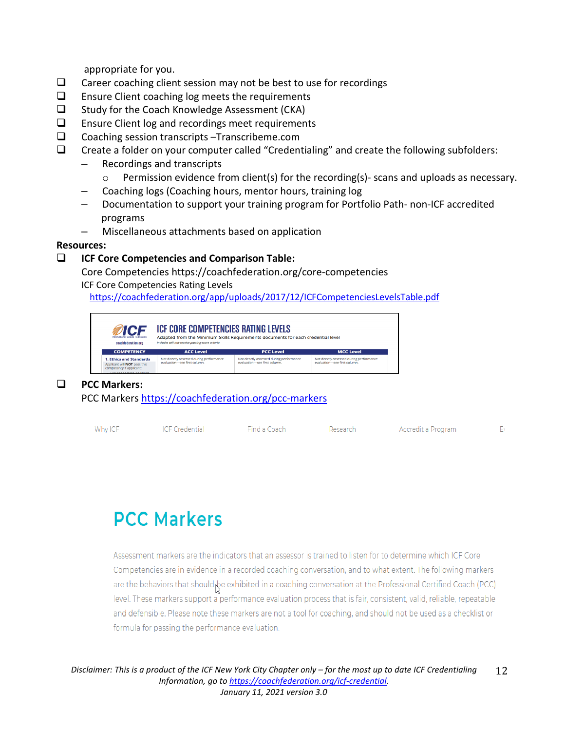appropriate for you.

- ❑ Career coaching client session may not be best to use for recordings
- ❑ Ensure Client coaching log meets the requirements
- ❑ Study for the Coach Knowledge Assessment (CKA)
- ❑ Ensure Client log and recordings meet requirements
- ❑ Coaching session transcripts –Transcribeme.com
- ❑ Create a folder on your computer called "Credentialing" and create the following subfolders:
  - Recordings and transcripts
    - Permission evidence from client(s) for the recording(s)- scans and uploads as necessary.
  - Coaching logs (Coaching hours, mentor hours, training log
  - Documentation to support your training program for Portfolio Path- non-ICF accredited programs
  - Miscellaneous attachments based on application

**Resources:**

- ❑ **ICF Core Competencies and Comparison Table:**
  Core Competencies https://coachfederation.org/core-competencies
  ICF Core Competencies Rating Levels
  https://coachfederation.org/app/uploads/2017/12/ICFCompetenciesLevelsTable.pdf

ICF CORE COMPETENCIES RATING LEVELS
Adapted from the Minimum Skills Requirements documents for each credential level
*Includes will-not-receive-passing-score criteria.*

| COMPETENCY | ACC Level | PCC Level | MCC Level |
|---|---|---|---|
| 1. Ethics and Standards<br>Applicant will NOT pass this competency if applicant: | Not directly assessed during performance evaluation—see first column. | Not directly assessed during performance evaluation—see first column. | Not directly assessed during performance evaluation—see first column. |

- ❑ **PCC Markers:**
  PCC Markers https://coachfederation.org/pcc-markers

Why ICF | ICF Credential | Find a Coach | Research | Accredit a Program

# PCC Markers

Assessment markers are the indicators that an assessor is trained to listen for to determine which ICF Core Competencies are in evidence in a recorded coaching conversation, and to what extent. The following markers are the behaviors that should be exhibited in a coaching conversation at the Professional Certified Coach (PCC) level. These markers support a performance evaluation process that is fair, consistent, valid, reliable, repeatable and defensible. Please note these markers are not a tool for coaching, and should not be used as a checklist or formula for passing the performance evaluation.

*Disclaimer: This is a product of the ICF New York City Chapter only – for the most up to date ICF Credentialing Information, go to https://coachfederation.org/icf-credential.*
*January 11, 2021 version 3.0*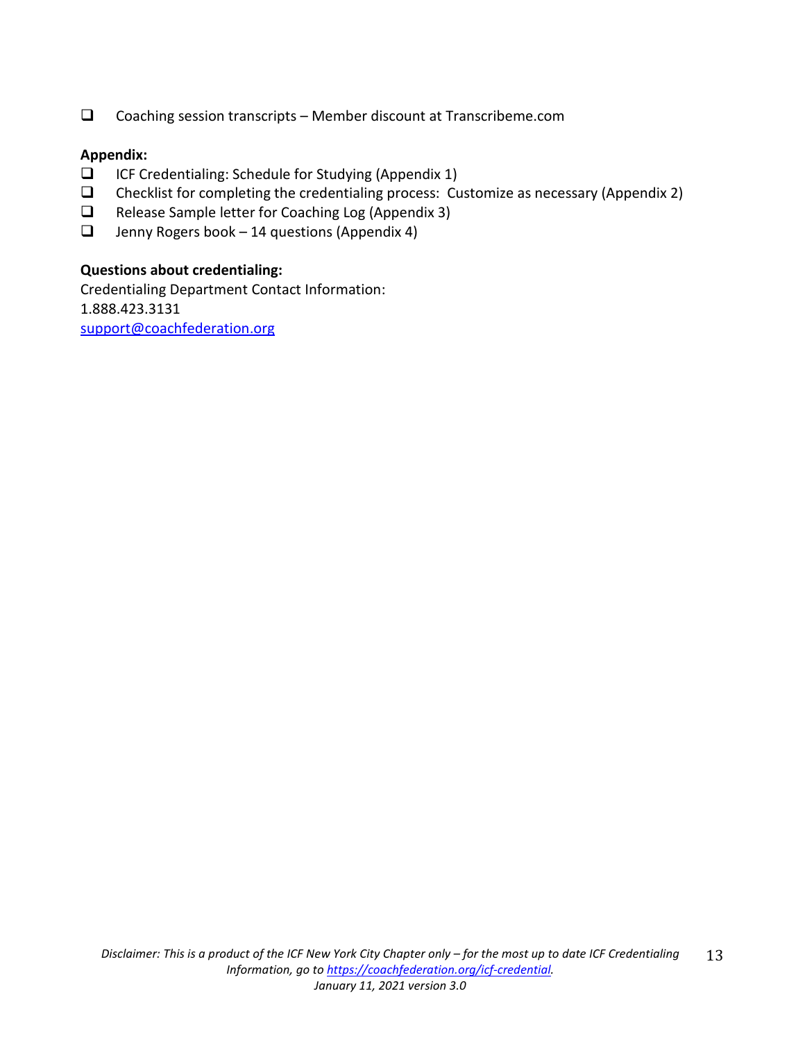- [ ] Coaching session transcripts – Member discount at Transcribeme.com

**Appendix:**

- [ ] ICF Credentialing: Schedule for Studying (Appendix 1)
- [ ] Checklist for completing the credentialing process: Customize as necessary (Appendix 2)
- [ ] Release Sample letter for Coaching Log (Appendix 3)
- [ ] Jenny Rogers book – 14 questions (Appendix 4)

**Questions about credentialing:**

Credentialing Department Contact Information:
1.888.423.3131
support@coachfederation.org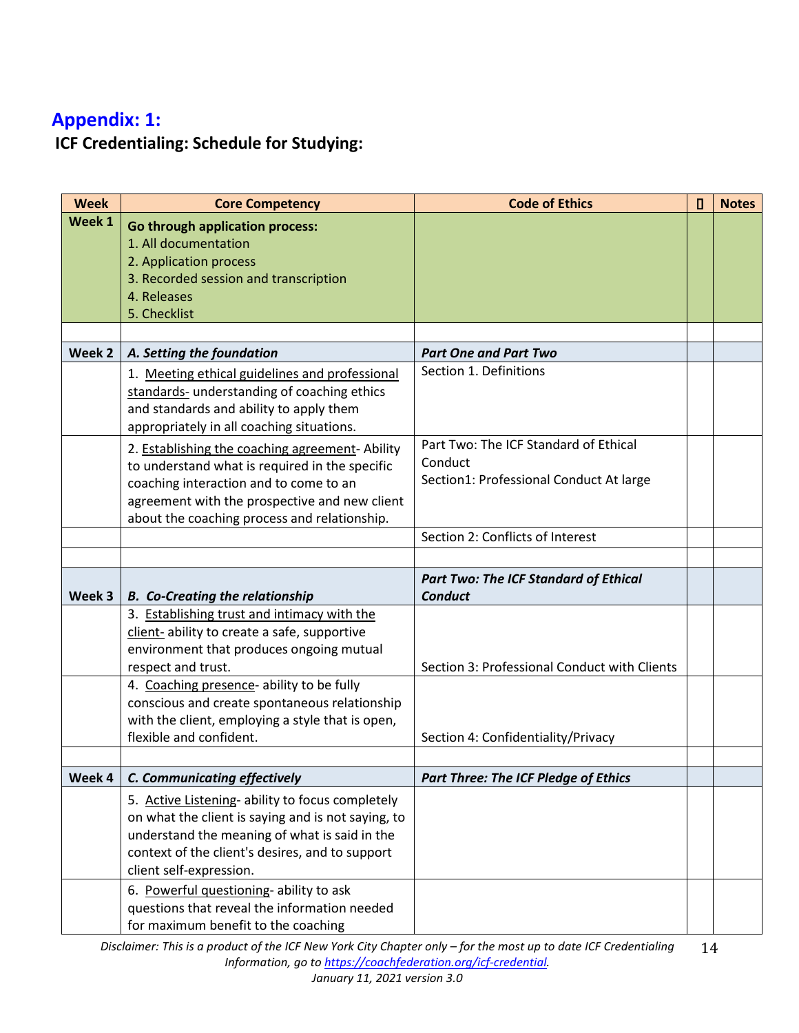## Appendix: 1:

### ICF Credentialing: Schedule for Studying:

| Week | Core Competency | Code of Ethics | ▯ | Notes |
|---|---|---|---|---|
| **Week 1** | **Go through application process:**<br>1. All documentation<br>2. Application process<br>3. Recorded session and transcription<br>4. Releases<br>5. Checklist | | | |
| | | | | |
| **Week 2** | ***A. Setting the foundation*** | ***Part One and Part Two*** | | |
| | 1. Meeting ethical guidelines and professional standards- understanding of coaching ethics and standards and ability to apply them appropriately in all coaching situations. | Section 1. Definitions | | |
| | 2. Establishing the coaching agreement- Ability to understand what is required in the specific coaching interaction and to come to an agreement with the prospective and new client about the coaching process and relationship. | Part Two: The ICF Standard of Ethical Conduct<br>Section1: Professional Conduct At large | | |
| | | Section 2: Conflicts of Interest | | |
| | | | | |
| **Week 3** | ***B. Co-Creating the relationship*** | ***Part Two: The ICF Standard of Ethical Conduct*** | | |
| | 3. Establishing trust and intimacy with the client- ability to create a safe, supportive environment that produces ongoing mutual respect and trust. | Section 3: Professional Conduct with Clients | | |
| | 4. Coaching presence- ability to be fully conscious and create spontaneous relationship with the client, employing a style that is open, flexible and confident. | Section 4: Confidentiality/Privacy | | |
| | | | | |
| **Week 4** | ***C. Communicating effectively*** | ***Part Three: The ICF Pledge of Ethics*** | | |
| | 5. Active Listening- ability to focus completely on what the client is saying and is not saying, to understand the meaning of what is said in the context of the client's desires, and to support client self-expression. | | | |
| | 6. Powerful questioning- ability to ask questions that reveal the information needed for maximum benefit to the coaching | | | |

*Disclaimer: This is a product of the ICF New York City Chapter only – for the most up to date ICF Credentialing Information, go to https://coachfederation.org/icf-credential.*
*January 11, 2021 version 3.0*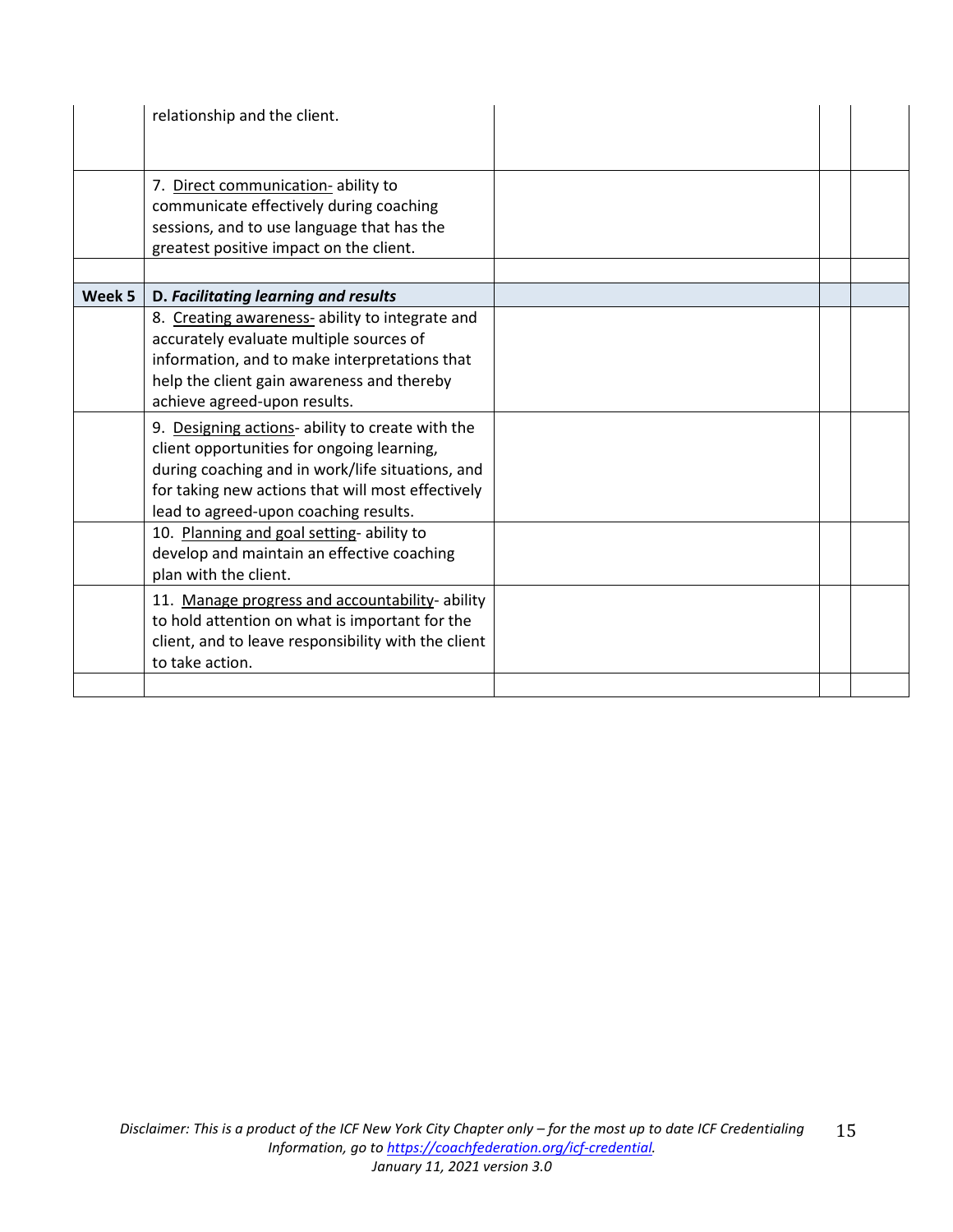| | | | | |
|---|---|---|---|---|
| | relationship and the client. | | | |
| | 7. Direct communication- ability to communicate effectively during coaching sessions, and to use language that has the greatest positive impact on the client. | | | |
| | | | | |
| **Week 5** | **D. *Facilitating learning and results*** | | | |
| | 8. Creating awareness- ability to integrate and accurately evaluate multiple sources of information, and to make interpretations that help the client gain awareness and thereby achieve agreed-upon results. | | | |
| | 9. Designing actions- ability to create with the client opportunities for ongoing learning, during coaching and in work/life situations, and for taking new actions that will most effectively lead to agreed-upon coaching results. | | | |
| | 10. Planning and goal setting- ability to develop and maintain an effective coaching plan with the client. | | | |
| | 11. Manage progress and accountability- ability to hold attention on what is important for the client, and to leave responsibility with the client to take action. | | | |
| | | | | |

*Disclaimer: This is a product of the ICF New York City Chapter only – for the most up to date ICF Credentialing Information, go to [https://coachfederation.org/icf-credential](https://coachfederation.org/icf-credential).*
*January 11, 2021 version 3.0*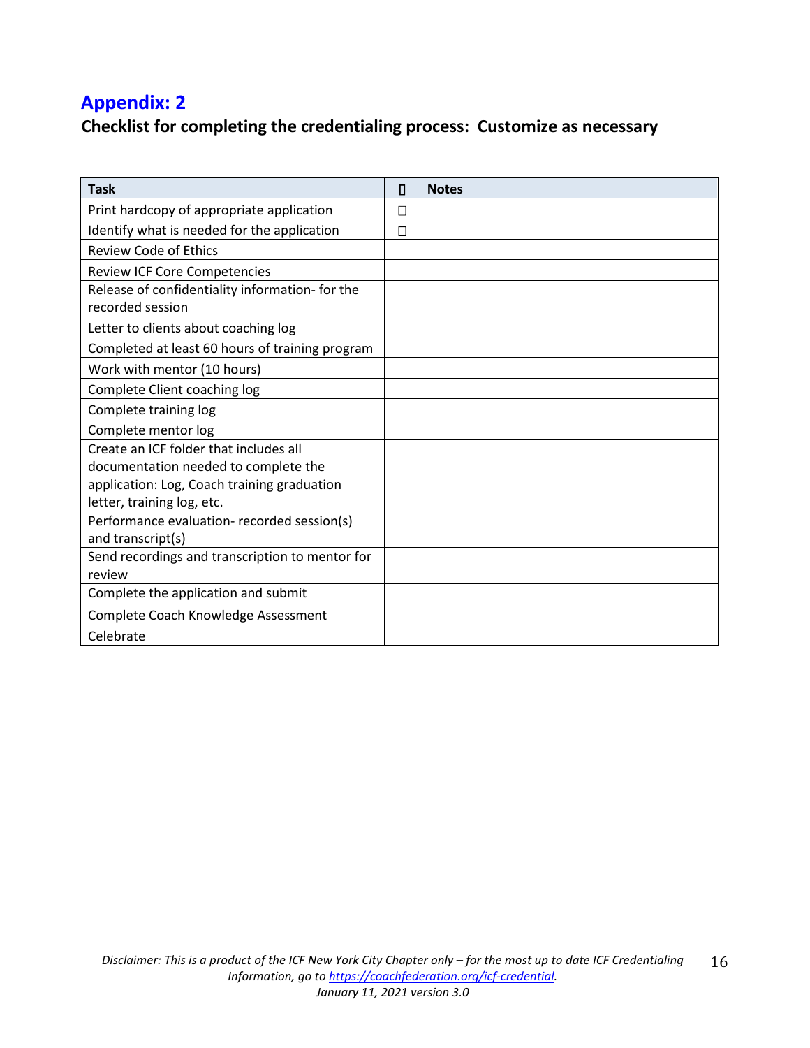## Appendix: 2

**Checklist for completing the credentialing process: Customize as necessary**

| Task | ☐ | Notes |
|---|---|---|
| Print hardcopy of appropriate application | ☐ | |
| Identify what is needed for the application | ☐ | |
| Review Code of Ethics | | |
| Review ICF Core Competencies | | |
| Release of confidentiality information- for the recorded session | | |
| Letter to clients about coaching log | | |
| Completed at least 60 hours of training program | | |
| Work with mentor (10 hours) | | |
| Complete Client coaching log | | |
| Complete training log | | |
| Complete mentor log | | |
| Create an ICF folder that includes all documentation needed to complete the application: Log, Coach training graduation letter, training log, etc. | | |
| Performance evaluation- recorded session(s) and transcript(s) | | |
| Send recordings and transcription to mentor for review | | |
| Complete the application and submit | | |
| Complete Coach Knowledge Assessment | | |
| Celebrate | | |

*Disclaimer: This is a product of the ICF New York City Chapter only – for the most up to date ICF Credentialing Information, go to https://coachfederation.org/icf-credential.*
*January 11, 2021 version 3.0*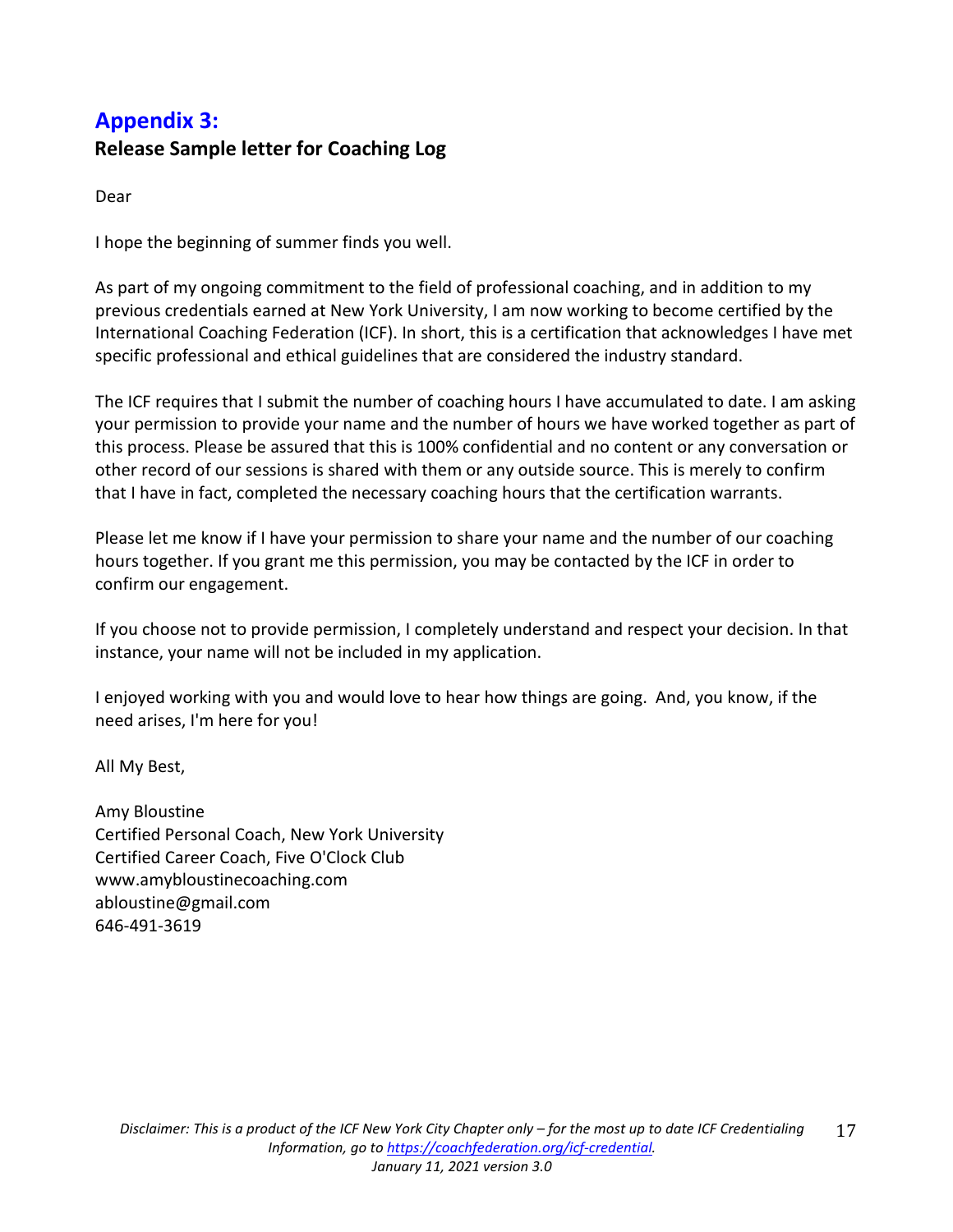## Appendix 3:

### Release Sample letter for Coaching Log

Dear

I hope the beginning of summer finds you well.

As part of my ongoing commitment to the field of professional coaching, and in addition to my previous credentials earned at New York University, I am now working to become certified by the International Coaching Federation (ICF). In short, this is a certification that acknowledges I have met specific professional and ethical guidelines that are considered the industry standard.

The ICF requires that I submit the number of coaching hours I have accumulated to date. I am asking your permission to provide your name and the number of hours we have worked together as part of this process. Please be assured that this is 100% confidential and no content or any conversation or other record of our sessions is shared with them or any outside source. This is merely to confirm that I have in fact, completed the necessary coaching hours that the certification warrants.

Please let me know if I have your permission to share your name and the number of our coaching hours together. If you grant me this permission, you may be contacted by the ICF in order to confirm our engagement.

If you choose not to provide permission, I completely understand and respect your decision. In that instance, your name will not be included in my application.

I enjoyed working with you and would love to hear how things are going. And, you know, if the need arises, I'm here for you!

All My Best,

Amy Bloustine
Certified Personal Coach, New York University
Certified Career Coach, Five O'Clock Club
www.amybloustinecoaching.com
abloustine@gmail.com
646-491-3619

*Disclaimer: This is a product of the ICF New York City Chapter only – for the most up to date ICF Credentialing Information, go to [https://coachfederation.org/icf-credential](https://coachfederation.org/icf-credential).*
*January 11, 2021 version 3.0*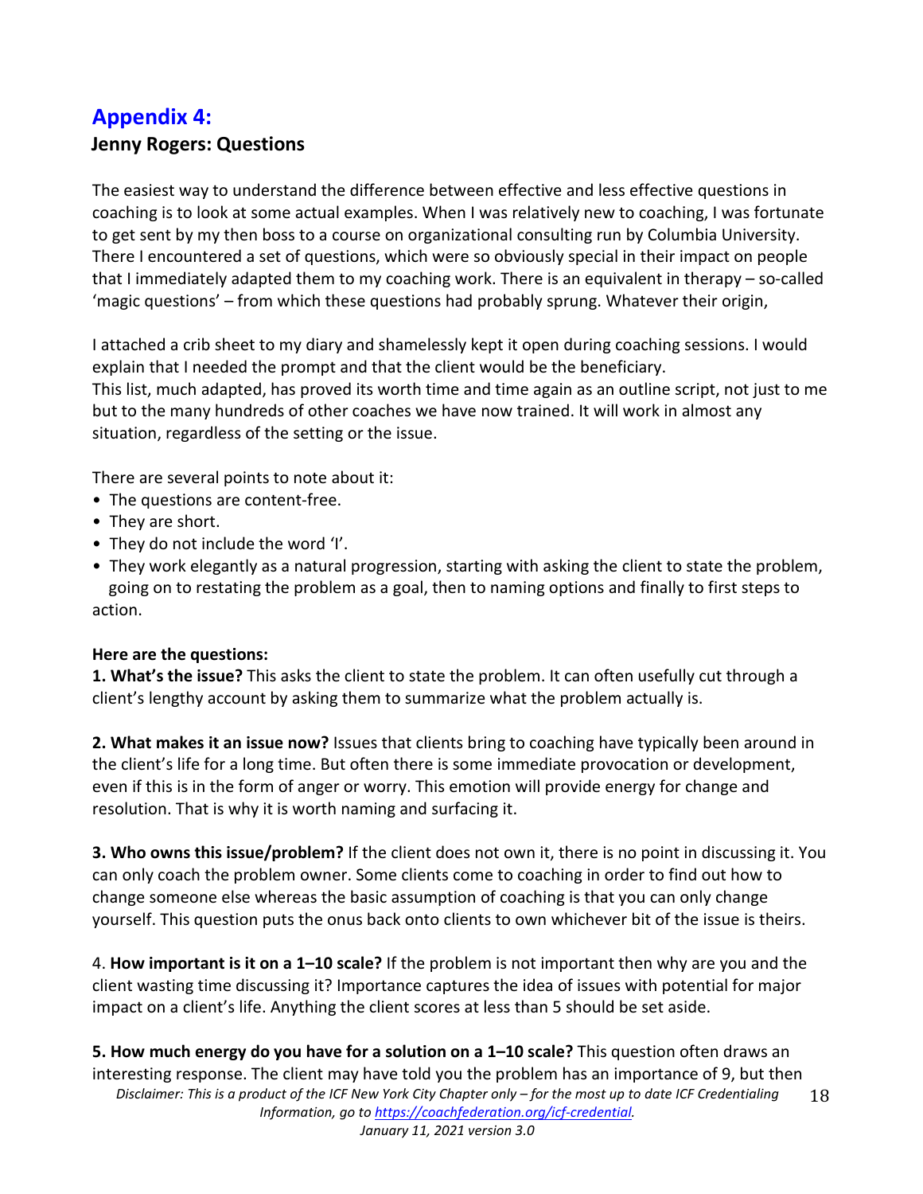## Appendix 4:

### Jenny Rogers: Questions

The easiest way to understand the difference between effective and less effective questions in coaching is to look at some actual examples. When I was relatively new to coaching, I was fortunate to get sent by my then boss to a course on organizational consulting run by Columbia University. There I encountered a set of questions, which were so obviously special in their impact on people that I immediately adapted them to my coaching work. There is an equivalent in therapy – so-called 'magic questions' – from which these questions had probably sprung. Whatever their origin,

I attached a crib sheet to my diary and shamelessly kept it open during coaching sessions. I would explain that I needed the prompt and that the client would be the beneficiary.
This list, much adapted, has proved its worth time and time again as an outline script, not just to me but to the many hundreds of other coaches we have now trained. It will work in almost any situation, regardless of the setting or the issue.

There are several points to note about it:

- The questions are content-free.
- They are short.
- They do not include the word 'I'.
- They work elegantly as a natural progression, starting with asking the client to state the problem, going on to restating the problem as a goal, then to naming options and finally to first steps to action.

**Here are the questions:**

**1. What's the issue?** This asks the client to state the problem. It can often usefully cut through a client's lengthy account by asking them to summarize what the problem actually is.

**2. What makes it an issue now?** Issues that clients bring to coaching have typically been around in the client's life for a long time. But often there is some immediate provocation or development, even if this is in the form of anger or worry. This emotion will provide energy for change and resolution. That is why it is worth naming and surfacing it.

**3. Who owns this issue/problem?** If the client does not own it, there is no point in discussing it. You can only coach the problem owner. Some clients come to coaching in order to find out how to change someone else whereas the basic assumption of coaching is that you can only change yourself. This question puts the onus back onto clients to own whichever bit of the issue is theirs.

4. **How important is it on a 1–10 scale?** If the problem is not important then why are you and the client wasting time discussing it? Importance captures the idea of issues with potential for major impact on a client's life. Anything the client scores at less than 5 should be set aside.

**5. How much energy do you have for a solution on a 1–10 scale?** This question often draws an interesting response. The client may have told you the problem has an importance of 9, but then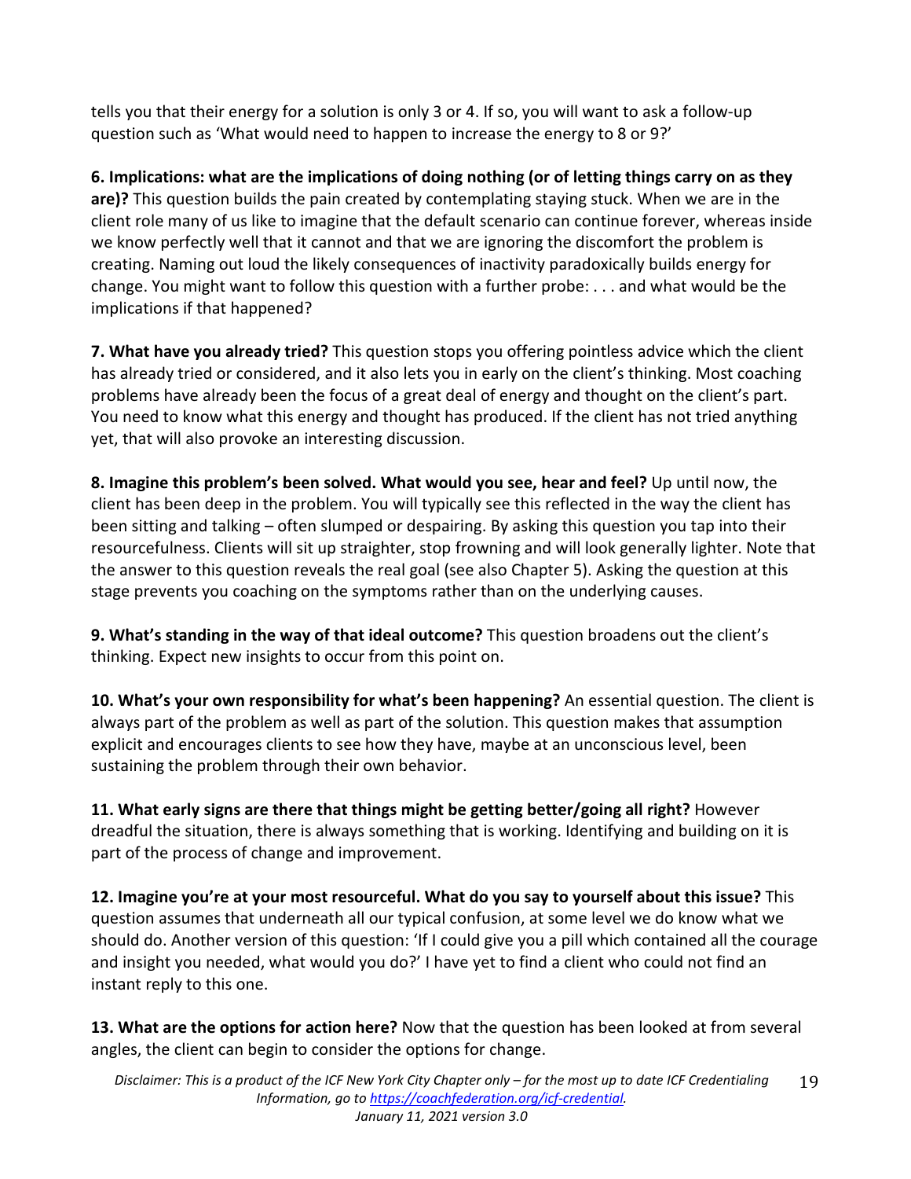tells you that their energy for a solution is only 3 or 4. If so, you will want to ask a follow-up question such as 'What would need to happen to increase the energy to 8 or 9?'

**6. Implications: what are the implications of doing nothing (or of letting things carry on as they are)?** This question builds the pain created by contemplating staying stuck. When we are in the client role many of us like to imagine that the default scenario can continue forever, whereas inside we know perfectly well that it cannot and that we are ignoring the discomfort the problem is creating. Naming out loud the likely consequences of inactivity paradoxically builds energy for change. You might want to follow this question with a further probe: . . . and what would be the implications if that happened?

**7. What have you already tried?** This question stops you offering pointless advice which the client has already tried or considered, and it also lets you in early on the client's thinking. Most coaching problems have already been the focus of a great deal of energy and thought on the client's part. You need to know what this energy and thought has produced. If the client has not tried anything yet, that will also provoke an interesting discussion.

**8. Imagine this problem's been solved. What would you see, hear and feel?** Up until now, the client has been deep in the problem. You will typically see this reflected in the way the client has been sitting and talking – often slumped or despairing. By asking this question you tap into their resourcefulness. Clients will sit up straighter, stop frowning and will look generally lighter. Note that the answer to this question reveals the real goal (see also Chapter 5). Asking the question at this stage prevents you coaching on the symptoms rather than on the underlying causes.

**9. What's standing in the way of that ideal outcome?** This question broadens out the client's thinking. Expect new insights to occur from this point on.

**10. What's your own responsibility for what's been happening?** An essential question. The client is always part of the problem as well as part of the solution. This question makes that assumption explicit and encourages clients to see how they have, maybe at an unconscious level, been sustaining the problem through their own behavior.

**11. What early signs are there that things might be getting better/going all right?** However dreadful the situation, there is always something that is working. Identifying and building on it is part of the process of change and improvement.

**12. Imagine you're at your most resourceful. What do you say to yourself about this issue?** This question assumes that underneath all our typical confusion, at some level we do know what we should do. Another version of this question: 'If I could give you a pill which contained all the courage and insight you needed, what would you do?' I have yet to find a client who could not find an instant reply to this one.

**13. What are the options for action here?** Now that the question has been looked at from several angles, the client can begin to consider the options for change.

*Disclaimer: This is a product of the ICF New York City Chapter only – for the most up to date ICF Credentialing Information, go to https://coachfederation.org/icf-credential.*
*January 11, 2021 version 3.0*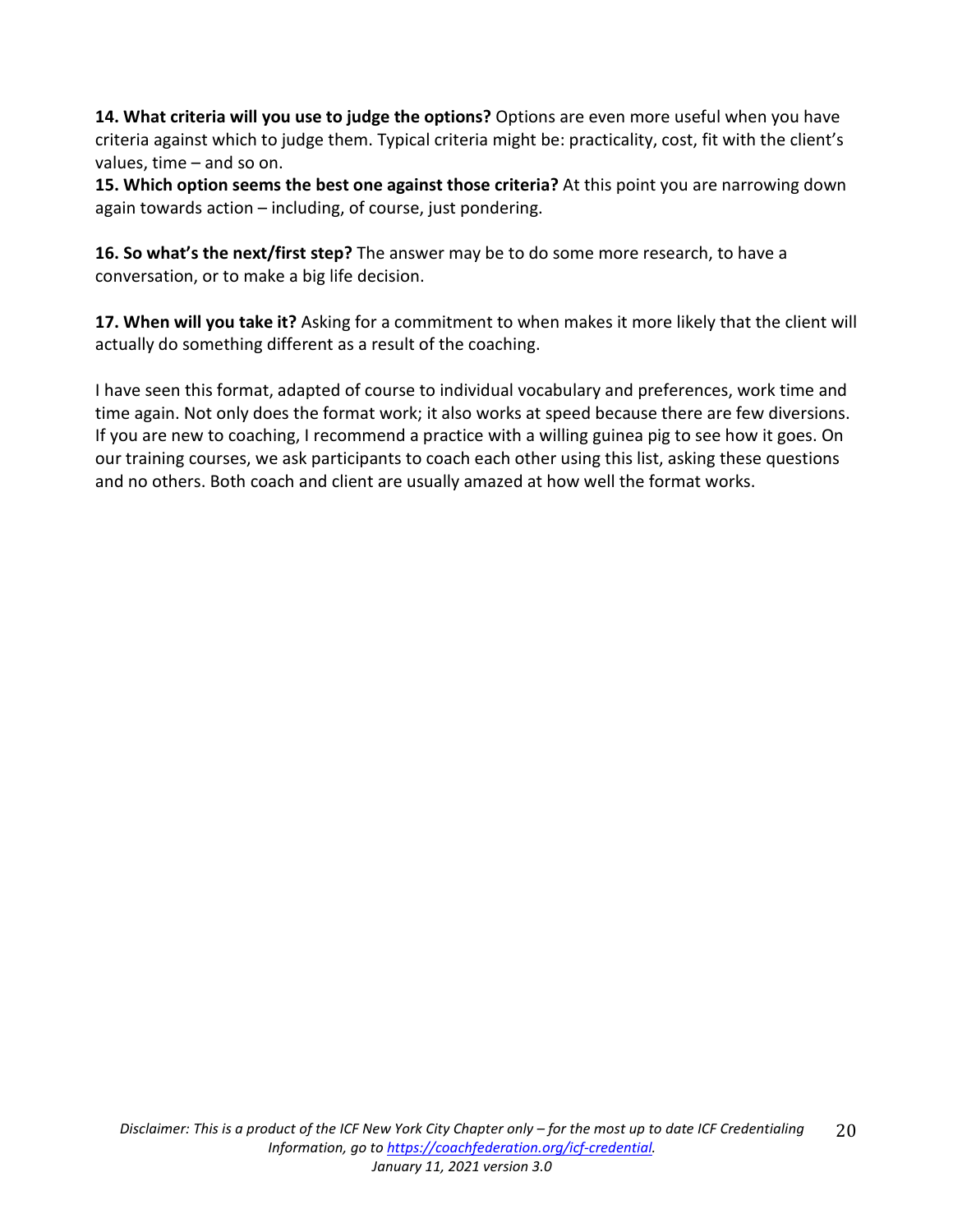**14. What criteria will you use to judge the options?** Options are even more useful when you have criteria against which to judge them. Typical criteria might be: practicality, cost, fit with the client's values, time – and so on.
**15. Which option seems the best one against those criteria?** At this point you are narrowing down again towards action – including, of course, just pondering.

**16. So what's the next/first step?** The answer may be to do some more research, to have a conversation, or to make a big life decision.

**17. When will you take it?** Asking for a commitment to when makes it more likely that the client will actually do something different as a result of the coaching.

I have seen this format, adapted of course to individual vocabulary and preferences, work time and time again. Not only does the format work; it also works at speed because there are few diversions. If you are new to coaching, I recommend a practice with a willing guinea pig to see how it goes. On our training courses, we ask participants to coach each other using this list, asking these questions and no others. Both coach and client are usually amazed at how well the format works.